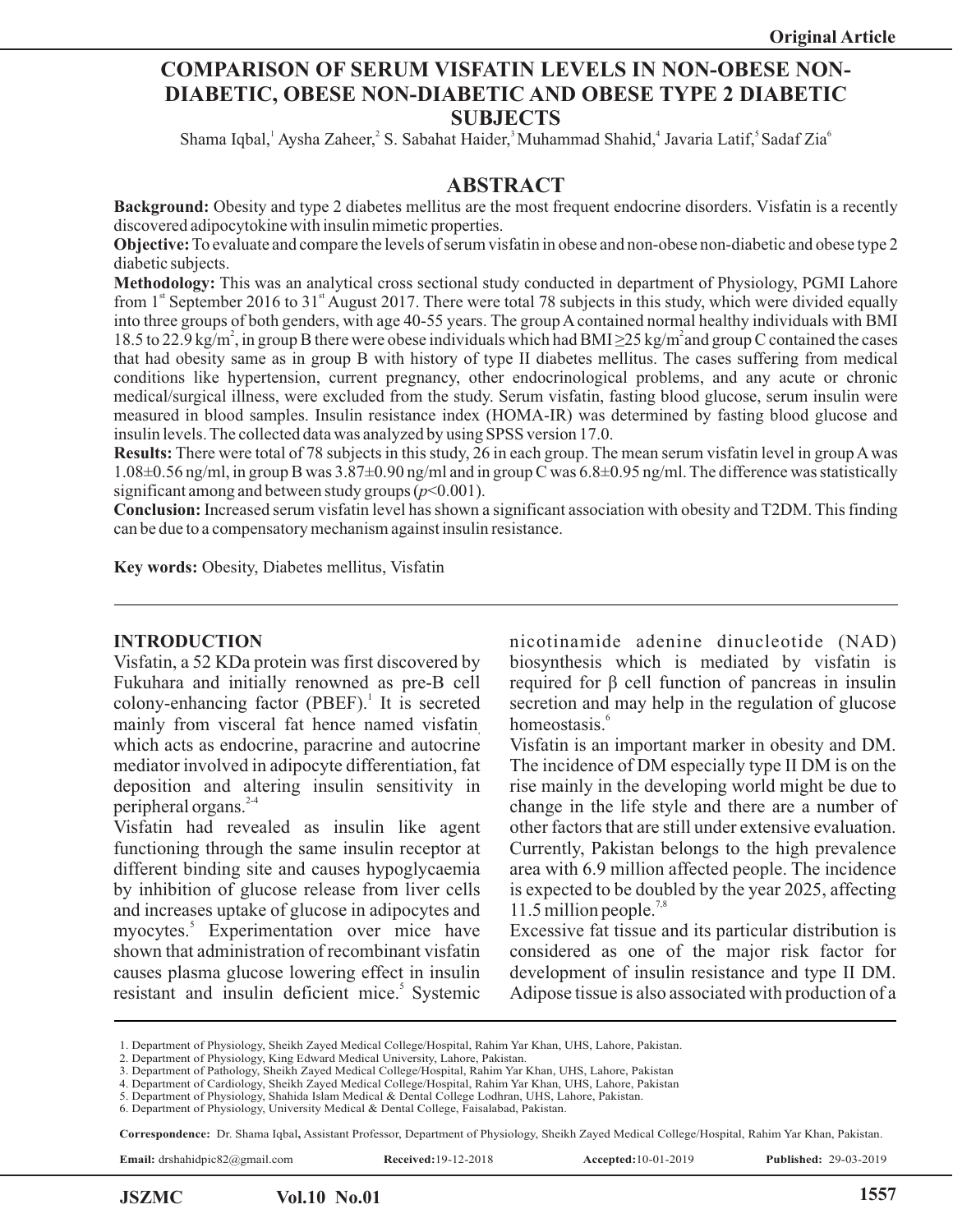Original Article

# COMPARISON OF SERUM VISFATIN LEVELS IN NON-OBESE NON-DIABETIC, OBESE NON-DIABETIC AND OBESE TYPE 2 DIABETIC SUBJECTS

Shama Iqbal,[1] Aysha Zaheer,[2] S. Sabahat Haider,[3] Muhammad Shahid,[4] Javaria Latif,[5] Sadaf Zia[6]

## ABSTRACT

**Background:** Obesity and type 2 diabetes mellitus are the most frequent endocrine disorders. Visfatin is a recently discovered adipocytokine with insulin mimetic properties.

**Objective:** To evaluate and compare the levels of serum visfatin in obese and non-obese non-diabetic and obese type 2 diabetic subjects.

**Methodology:** This was an analytical cross sectional study conducted in department of Physiology, PGMI Lahore from 1st September 2016 to 31st August 2017. There were total 78 subjects in this study, which were divided equally into three groups of both genders, with age 40-55 years. The group A contained normal healthy individuals with BMI 18.5 to 22.9 kg/m$^2$, in group B there were obese individuals which had BMI ≥25 kg/m$^2$ and group C contained the cases that had obesity same as in group B with history of type II diabetes mellitus. The cases suffering from medical conditions like hypertension, current pregnancy, other endocrinological problems, and any acute or chronic medical/surgical illness, were excluded from the study. Serum visfatin, fasting blood glucose, serum insulin were measured in blood samples. Insulin resistance index (HOMA-IR) was determined by fasting blood glucose and insulin levels. The collected data was analyzed by using SPSS version 17.0.

**Results:** There were total of 78 subjects in this study, 26 in each group. The mean serum visfatin level in group A was 1.08±0.56 ng/ml, in group B was 3.87±0.90 ng/ml and in group C was 6.8±0.95 ng/ml. The difference was statistically significant among and between study groups ($p$<0.001).

**Conclusion:** Increased serum visfatin level has shown a significant association with obesity and T2DM. This finding can be due to a compensatory mechanism against insulin resistance.

**Key words:** Obesity, Diabetes mellitus, Visfatin

## INTRODUCTION

Visfatin, a 52 KDa protein was first discovered by Fukuhara and initially renowned as pre-B cell colony-enhancing factor (PBEF).[1] It is secreted mainly from visceral fat hence named visfatin, which acts as endocrine, paracrine and autocrine mediator involved in adipocyte differentiation, fat deposition and altering insulin sensitivity in peripheral organs.[2-4]

Visfatin had revealed as insulin like agent functioning through the same insulin receptor at different binding site and causes hypoglycaemia by inhibition of glucose release from liver cells and increases uptake of glucose in adipocytes and myocytes.[5] Experimentation over mice have shown that administration of recombinant visfatin causes plasma glucose lowering effect in insulin resistant and insulin deficient mice.[5] Systemic nicotinamide adenine dinucleotide (NAD) biosynthesis which is mediated by visfatin is required for β cell function of pancreas in insulin secretion and may help in the regulation of glucose homeostasis.[6]

Visfatin is an important marker in obesity and DM. The incidence of DM especially type II DM is on the rise mainly in the developing world might be due to change in the life style and there are a number of other factors that are still under extensive evaluation. Currently, Pakistan belongs to the high prevalence area with 6.9 million affected people. The incidence is expected to be doubled by the year 2025, affecting 11.5 million people.[7,8]

Excessive fat tissue and its particular distribution is considered as one of the major risk factor for development of insulin resistance and type II DM. Adipose tissue is also associated with production of a

1. Department of Physiology, Sheikh Zayed Medical College/Hospital, Rahim Yar Khan, UHS, Lahore, Pakistan.
2. Department of Physiology, King Edward Medical University, Lahore, Pakistan.
3. Department of Pathology, Sheikh Zayed Medical College/Hospital, Rahim Yar Khan, UHS, Lahore, Pakistan
4. Department of Cardiology, Sheikh Zayed Medical College/Hospital, Rahim Yar Khan, UHS, Lahore, Pakistan
5. Department of Physiology, Shahida Islam Medical & Dental College Lodhran, UHS, Lahore, Pakistan.
6. Department of Physiology, University Medical & Dental College, Faisalabad, Pakistan.

**Correspondence:** Dr. Shama Iqbal**,** Assistant Professor, Department of Physiology, Sheikh Zayed Medical College/Hospital, Rahim Yar Khan, Pakistan.

**Email:** drshahidpic82@gmail.com **Received:** 19-12-2018 **Accepted:** 10-01-2019 **Published:** 29-03-2019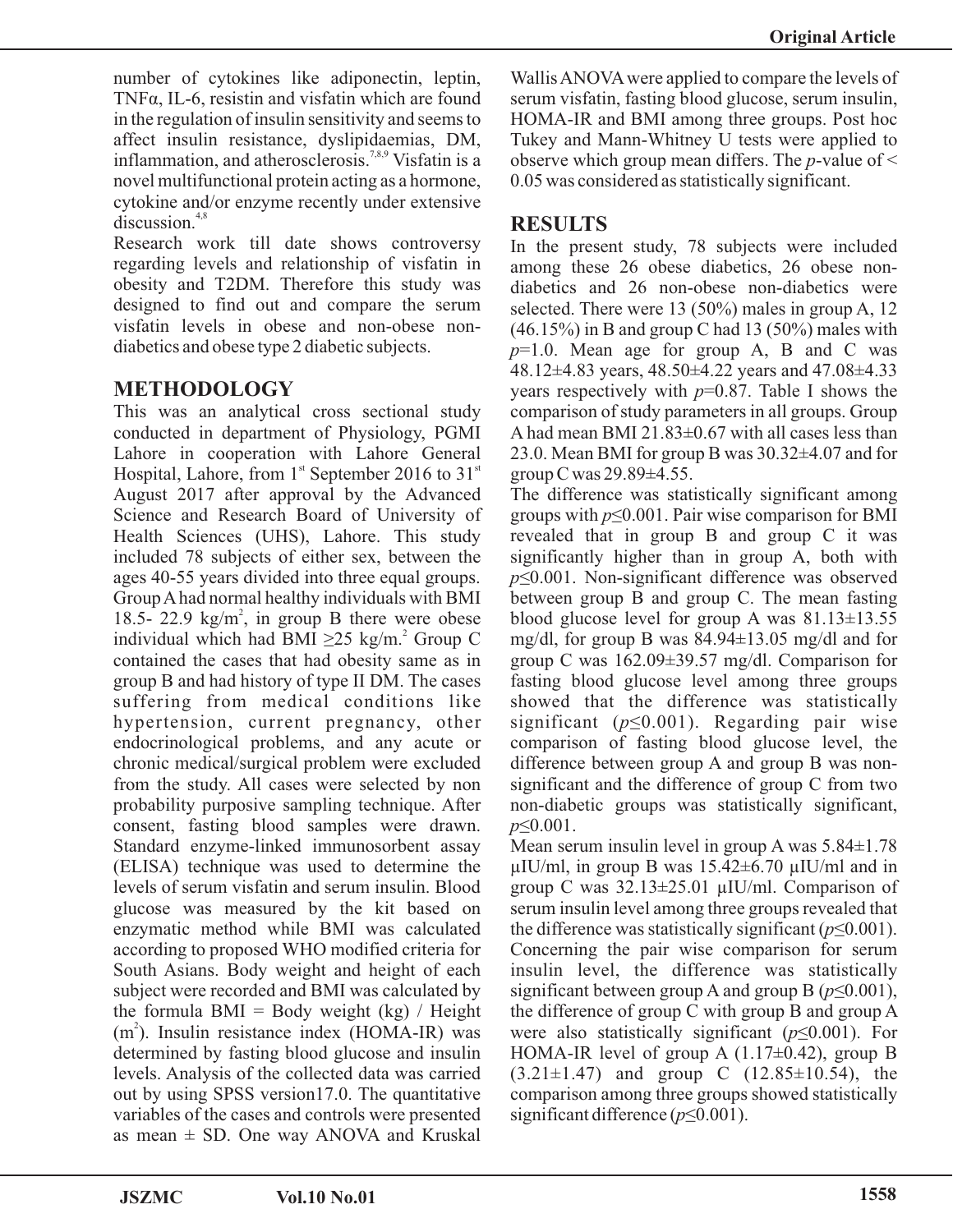number of cytokines like adiponectin, leptin, TNFα, IL-6, resistin and visfatin which are found in the regulation of insulin sensitivity and seems to affect insulin resistance, dyslipidaemias, DM, inflammation, and atherosclerosis.[7,8,9] Visfatin is a novel multifunctional protein acting as a hormone, cytokine and/or enzyme recently under extensive discussion.[4,8]

Research work till date shows controversy regarding levels and relationship of visfatin in obesity and T2DM. Therefore this study was designed to find out and compare the serum visfatin levels in obese and non-obese non-diabetics and obese type 2 diabetic subjects.

## METHODOLOGY

This was an analytical cross sectional study conducted in department of Physiology, PGMI Lahore in cooperation with Lahore General Hospital, Lahore, from 1st September 2016 to 31st August 2017 after approval by the Advanced Science and Research Board of University of Health Sciences (UHS), Lahore. This study included 78 subjects of either sex, between the ages 40-55 years divided into three equal groups. Group A had normal healthy individuals with BMI 18.5- 22.9 $kg/m^2$, in group B there were obese individual which had BMI $\geq 25$ $kg/m$.[2] Group C contained the cases that had obesity same as in group B and had history of type II DM. The cases suffering from medical conditions like hypertension, current pregnancy, other endocrinological problems, and any acute or chronic medical/surgical problem were excluded from the study. All cases were selected by non probability purposive sampling technique. After consent, fasting blood samples were drawn. Standard enzyme-linked immunosorbent assay (ELISA) technique was used to determine the levels of serum visfatin and serum insulin. Blood glucose was measured by the kit based on enzymatic method while BMI was calculated according to proposed WHO modified criteria for South Asians. Body weight and height of each subject were recorded and BMI was calculated by the formula BMI = Body weight (kg) / Height ($m^2$). Insulin resistance index (HOMA-IR) was determined by fasting blood glucose and insulin levels. Analysis of the collected data was carried out by using SPSS version17.0. The quantitative variables of the cases and controls were presented as mean ± SD. One way ANOVA and Kruskal Wallis ANOVA were applied to compare the levels of serum visfatin, fasting blood glucose, serum insulin, HOMA-IR and BMI among three groups. Post hoc Tukey and Mann-Whitney U tests were applied to observe which group mean differs. The *p*-value of < 0.05 was considered as statistically significant.

## RESULTS

In the present study, 78 subjects were included among these 26 obese diabetics, 26 obese non-diabetics and 26 non-obese non-diabetics were selected. There were 13 (50%) males in group A, 12 (46.15%) in B and group C had 13 (50%) males with $p$=1.0. Mean age for group A, B and C was 48.12±4.83 years, 48.50±4.22 years and 47.08±4.33 years respectively with $p$=0.87. Table I shows the comparison of study parameters in all groups. Group A had mean BMI 21.83±0.67 with all cases less than 23.0. Mean BMI for group B was 30.32±4.07 and for group C was 29.89±4.55.

The difference was statistically significant among groups with $p \leq 0.001$. Pair wise comparison for BMI revealed that in group B and group C it was significantly higher than in group A, both with $p \leq 0.001$. Non-significant difference was observed between group B and group C. The mean fasting blood glucose level for group A was 81.13±13.55 mg/dl, for group B was 84.94±13.05 mg/dl and for group C was 162.09±39.57 mg/dl. Comparison for fasting blood glucose level among three groups showed that the difference was statistically significant ($p \leq 0.001$). Regarding pair wise comparison of fasting blood glucose level, the difference between group A and group B was non-significant and the difference of group C from two non-diabetic groups was statistically significant, $p \leq 0.001$.

Mean serum insulin level in group A was 5.84±1.78 μIU/ml, in group B was 15.42±6.70 μIU/ml and in group C was 32.13±25.01 μIU/ml. Comparison of serum insulin level among three groups revealed that the difference was statistically significant ($p \leq 0.001$). Concerning the pair wise comparison for serum insulin level, the difference was statistically significant between group A and group B ($p \leq 0.001$), the difference of group C with group B and group A were also statistically significant ($p \leq 0.001$). For HOMA-IR level of group A (1.17±0.42), group B (3.21±1.47) and group C (12.85±10.54), the comparison among three groups showed statistically significant difference ($p \leq 0.001$).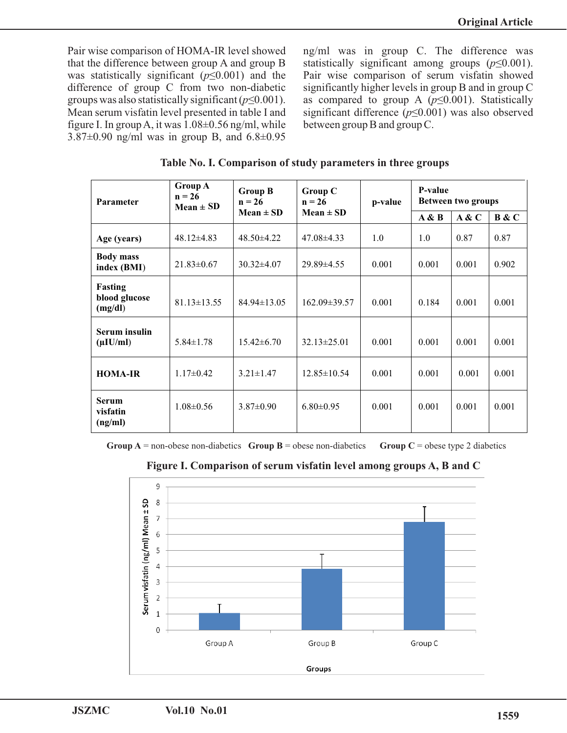Pair wise comparison of HOMA-IR level showed that the difference between group A and group B was statistically significant ($p \leq 0.001$) and the difference of group C from two non-diabetic groups was also statistically significant ($p \leq 0.001$). Mean serum visfatin level presented in table I and figure I. In group A, it was 1.08±0.56 ng/ml, while 3.87±0.90 ng/ml was in group B, and 6.8±0.95 ng/ml was in group C. The difference was statistically significant among groups ($p \leq 0.001$). Pair wise comparison of serum visfatin showed significantly higher levels in group B and in group C as compared to group A ($p \leq 0.001$). Statistically significant difference ($p \leq 0.001$) was also observed between group B and group C.

**Table No. I. Comparison of study parameters in three groups**

| Parameter | Group A n = 26 Mean ± SD | Group B n = 26 Mean ± SD | Group C n = 26 Mean ± SD | p-value | P-value Between two groups | | |
|---|---|---|---|---|---|---|---|
| | | | | | A & B | A & C | B & C |
| Age (years) | 48.12±4.83 | 48.50±4.22 | 47.08±4.33 | 1.0 | 1.0 | 0.87 | 0.87 |
| Body mass index (BMI) | 21.83±0.67 | 30.32±4.07 | 29.89±4.55 | 0.001 | 0.001 | 0.001 | 0.902 |
| Fasting blood glucose (mg/dl) | 81.13±13.55 | 84.94±13.05 | 162.09±39.57 | 0.001 | 0.184 | 0.001 | 0.001 |
| Serum insulin (μIU/ml) | 5.84±1.78 | 15.42±6.70 | 32.13±25.01 | 0.001 | 0.001 | 0.001 | 0.001 |
| HOMA-IR | 1.17±0.42 | 3.21±1.47 | 12.85±10.54 | 0.001 | 0.001 | 0.001 | 0.001 |
| Serum visfatin (ng/ml) | 1.08±0.56 | 3.87±0.90 | 6.80±0.95 | 0.001 | 0.001 | 0.001 | 0.001 |

**Group A** = non-obese non-diabetics **Group B** = obese non-diabetics **Group C** = obese type 2 diabetics

**Figure I. Comparison of serum visfatin level among groups A, B and C**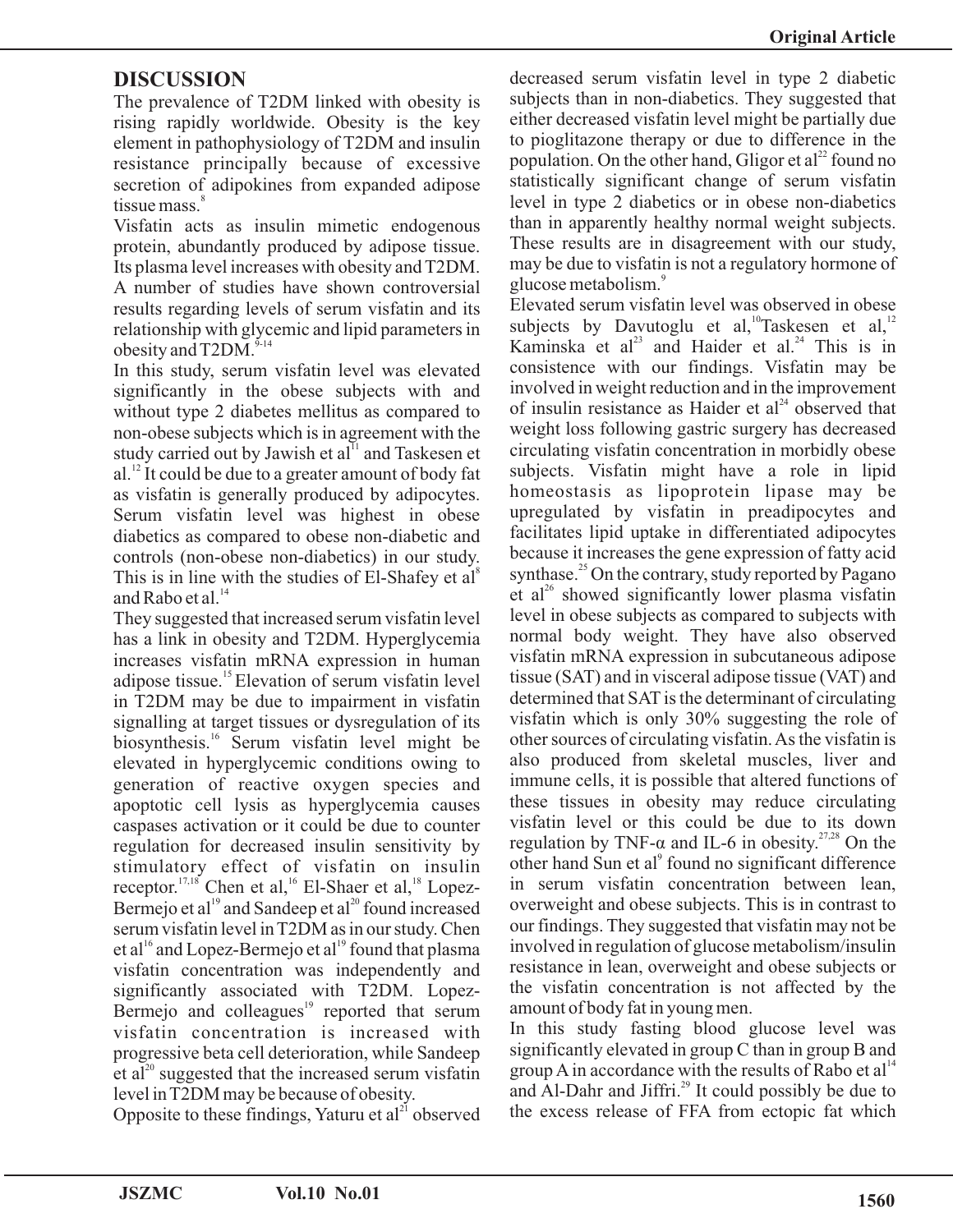## DISCUSSION

The prevalence of T2DM linked with obesity is rising rapidly worldwide. Obesity is the key element in pathophysiology of T2DM and insulin resistance principally because of excessive secretion of adipokines from expanded adipose tissue mass.[8]

Visfatin acts as insulin mimetic endogenous protein, abundantly produced by adipose tissue. Its plasma level increases with obesity and T2DM. A number of studies have shown controversial results regarding levels of serum visfatin and its relationship with glycemic and lipid parameters in obesity and T2DM.[9-14]

In this study, serum visfatin level was elevated significantly in the obese subjects with and without type 2 diabetes mellitus as compared to non-obese subjects which is in agreement with the study carried out by Jawish et al[11] and Taskesen et al.[12] It could be due to a greater amount of body fat as visfatin is generally produced by adipocytes. Serum visfatin level was highest in obese diabetics as compared to obese non-diabetic and controls (non-obese non-diabetics) in our study. This is in line with the studies of El-Shafey et al[8] and Rabo et al.[14]

They suggested that increased serum visfatin level has a link in obesity and T2DM. Hyperglycemia increases visfatin mRNA expression in human adipose tissue.[15] Elevation of serum visfatin level in T2DM may be due to impairment in visfatin signalling at target tissues or dysregulation of its biosynthesis.[16] Serum visfatin level might be elevated in hyperglycemic conditions owing to generation of reactive oxygen species and apoptotic cell lysis as hyperglycemia causes caspases activation or it could be due to counter regulation for decreased insulin sensitivity by stimulatory effect of visfatin on insulin receptor.[17,18] Chen et al,[16] El-Shaer et al,[18] Lopez-Bermejo et al[19] and Sandeep et al[20] found increased serum visfatin level in T2DM as in our study. Chen et al[16] and Lopez-Bermejo et al[19] found that plasma visfatin concentration was independently and significantly associated with T2DM. Lopez-Bermejo and colleagues[19] reported that serum visfatin concentration is increased with progressive beta cell deterioration, while Sandeep et al[20] suggested that the increased serum visfatin level in T2DM may be because of obesity.

Opposite to these findings, Yaturu et al[21] observed decreased serum visfatin level in type 2 diabetic subjects than in non-diabetics. They suggested that either decreased visfatin level might be partially due to pioglitazone therapy or due to difference in the population. On the other hand, Gligor et al[22] found no statistically significant change of serum visfatin level in type 2 diabetics or in obese non-diabetics than in apparently healthy normal weight subjects. These results are in disagreement with our study, may be due to visfatin is not a regulatory hormone of glucose metabolism.[9]

Elevated serum visfatin level was observed in obese subjects by Davutoglu et al,[10] Taskesen et al,[12] Kaminska et al[23] and Haider et al.[24] This is in consistence with our findings. Visfatin may be involved in weight reduction and in the improvement of insulin resistance as Haider et al[24] observed that weight loss following gastric surgery has decreased circulating visfatin concentration in morbidly obese subjects. Visfatin might have a role in lipid homeostasis as lipoprotein lipase may be upregulated by visfatin in preadipocytes and facilitates lipid uptake in differentiated adipocytes because it increases the gene expression of fatty acid synthase.[25] On the contrary, study reported by Pagano et al[26] showed significantly lower plasma visfatin level in obese subjects as compared to subjects with normal body weight. They have also observed visfatin mRNA expression in subcutaneous adipose tissue (SAT) and in visceral adipose tissue (VAT) and determined that SAT is the determinant of circulating visfatin which is only 30% suggesting the role of other sources of circulating visfatin. As the visfatin is also produced from skeletal muscles, liver and immune cells, it is possible that altered functions of these tissues in obesity may reduce circulating visfatin level or this could be due to its down regulation by TNF-α and IL-6 in obesity.[27,28] On the other hand Sun et al[9] found no significant difference in serum visfatin concentration between lean, overweight and obese subjects. This is in contrast to our findings. They suggested that visfatin may not be involved in regulation of glucose metabolism/insulin resistance in lean, overweight and obese subjects or the visfatin concentration is not affected by the amount of body fat in young men.

In this study fasting blood glucose level was significantly elevated in group C than in group B and group A in accordance with the results of Rabo et al[14] and Al-Dahr and Jiffri.[29] It could possibly be due to the excess release of FFA from ectopic fat which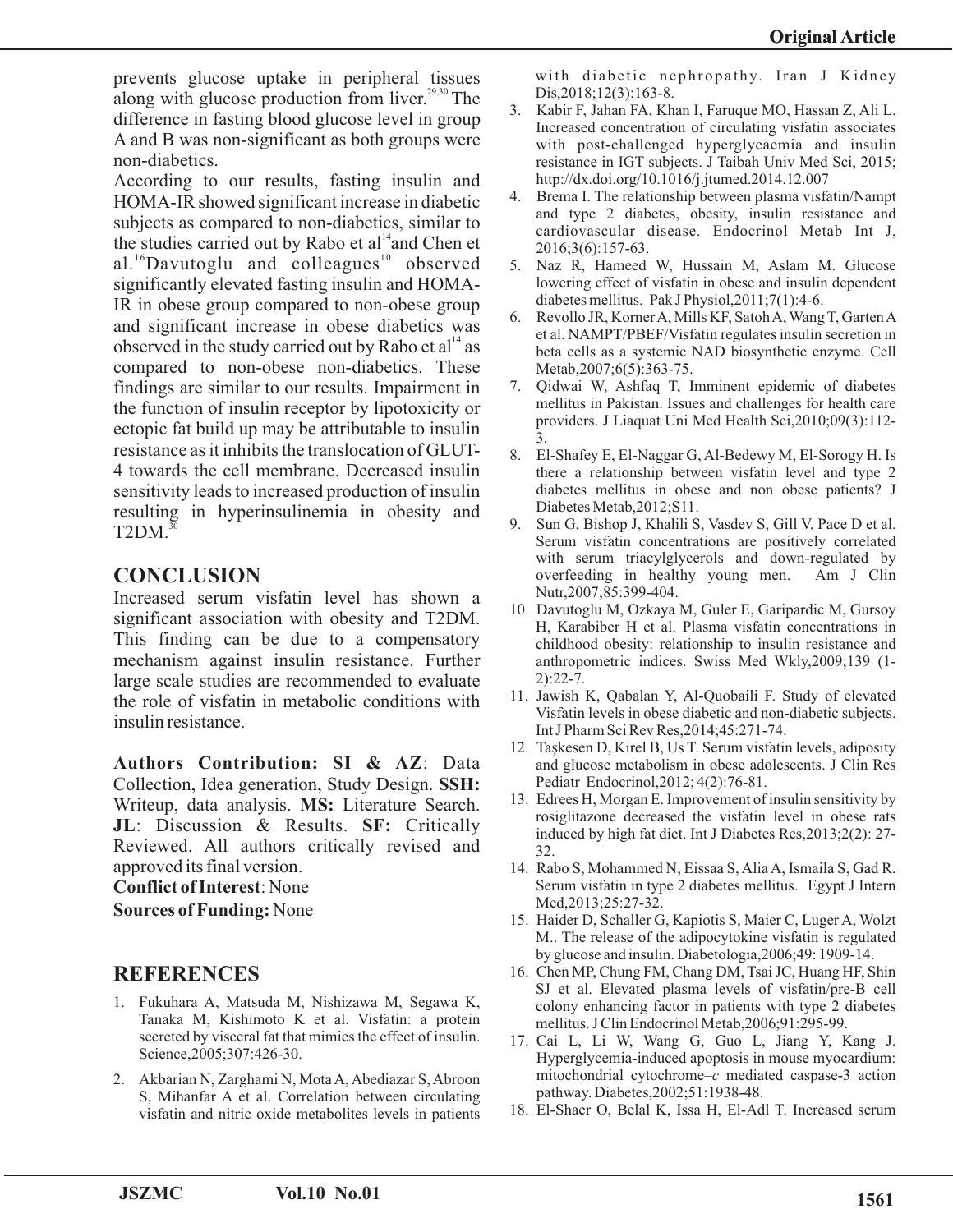prevents glucose uptake in peripheral tissues along with glucose production from liver.[29,30] The difference in fasting blood glucose level in group A and B was non-significant as both groups were non-diabetics.

According to our results, fasting insulin and HOMA-IR showed significant increase in diabetic subjects as compared to non-diabetics, similar to the studies carried out by Rabo et al[14] and Chen et al.[16] Davutoglu and colleagues[10] observed significantly elevated fasting insulin and HOMA-IR in obese group compared to non-obese group and significant increase in obese diabetics was observed in the study carried out by Rabo et al[14] as compared to non-obese non-diabetics. These findings are similar to our results. Impairment in the function of insulin receptor by lipotoxicity or ectopic fat build up may be attributable to insulin resistance as it inhibits the translocation of GLUT-4 towards the cell membrane. Decreased insulin sensitivity leads to increased production of insulin resulting in hyperinsulinemia in obesity and T2DM.[30]

## CONCLUSION

Increased serum visfatin level has shown a significant association with obesity and T2DM. This finding can be due to a compensatory mechanism against insulin resistance. Further large scale studies are recommended to evaluate the role of visfatin in metabolic conditions with insulin resistance.

**Authors Contribution: SI & AZ**: Data Collection, Idea generation, Study Design. **SSH:** Writeup, data analysis. **MS:** Literature Search. **JL**: Discussion & Results. **SF:** Critically Reviewed. All authors critically revised and approved its final version.

**Conflict of Interest**: None

**Sources of Funding:** None

## REFERENCES

1. Fukuhara A, Matsuda M, Nishizawa M, Segawa K, Tanaka M, Kishimoto K et al. Visfatin: a protein secreted by visceral fat that mimics the effect of insulin. Science,2005;307:426-30.
2. Akbarian N, Zarghami N, Mota A, Abediazar S, Abroon S, Mihanfar A et al. Correlation between circulating visfatin and nitric oxide metabolites levels in patients with diabetic nephropathy. Iran J Kidney Dis,2018;12(3):163-8.
3. Kabir F, Jahan FA, Khan I, Faruque MO, Hassan Z, Ali L. Increased concentration of circulating visfatin associates with post-challenged hyperglycaemia and insulin resistance in IGT subjects. J Taibah Univ Med Sci, 2015; http://dx.doi.org/10.1016/j.jtumed.2014.12.007
4. Brema I. The relationship between plasma visfatin/Nampt and type 2 diabetes, obesity, insulin resistance and cardiovascular disease. Endocrinol Metab Int J, 2016;3(6):157-63.
5. Naz R, Hameed W, Hussain M, Aslam M. Glucose lowering effect of visfatin in obese and insulin dependent diabetes mellitus. Pak J Physiol,2011;7(1):4-6.
6. Revollo JR, Korner A, Mills KF, Satoh A, Wang T, Garten A et al. NAMPT/PBEF/Visfatin regulates insulin secretion in beta cells as a systemic NAD biosynthetic enzyme. Cell Metab,2007;6(5):363-75.
7. Qidwai W, Ashfaq T, Imminent epidemic of diabetes mellitus in Pakistan. Issues and challenges for health care providers. J Liaquat Uni Med Health Sci,2010;09(3):112-3.
8. El-Shafey E, El-Naggar G, Al-Bedewy M, El-Sorogy H. Is there a relationship between visfatin level and type 2 diabetes mellitus in obese and non obese patients? J Diabetes Metab,2012;S11.
9. Sun G, Bishop J, Khalili S, Vasdev S, Gill V, Pace D et al. Serum visfatin concentrations are positively correlated with serum triacylglycerols and down-regulated by overfeeding in healthy young men. Am J Clin Nutr,2007;85:399-404.
10. Davutoglu M, Ozkaya M, Guler E, Garipardic M, Gursoy H, Karabiber H et al. Plasma visfatin concentrations in childhood obesity: relationship to insulin resistance and anthropometric indices. Swiss Med Wkly,2009;139 (1-2):22-7.
11. Jawish K, Qabalan Y, Al-Quobaili F. Study of elevated Visfatin levels in obese diabetic and non-diabetic subjects. Int J Pharm Sci Rev Res,2014;45:271-74.
12. Taşkesen D, Kirel B, Us T. Serum visfatin levels, adiposity and glucose metabolism in obese adolescents. J Clin Res Pediatr Endocrinol,2012; 4(2):76-81.
13. Edrees H, Morgan E. Improvement of insulin sensitivity by rosiglitazone decreased the visfatin level in obese rats induced by high fat diet. Int J Diabetes Res,2013;2(2): 27-32.
14. Rabo S, Mohammed N, Eissaa S, Alia A, Ismaila S, Gad R. Serum visfatin in type 2 diabetes mellitus. Egypt J Intern Med,2013;25:27-32.
15. Haider D, Schaller G, Kapiotis S, Maier C, Luger A, Wolzt M.. The release of the adipocytokine visfatin is regulated by glucose and insulin. Diabetologia,2006;49: 1909-14.
16. Chen MP, Chung FM, Chang DM, Tsai JC, Huang HF, Shin SJ et al. Elevated plasma levels of visfatin/pre-B cell colony enhancing factor in patients with type 2 diabetes mellitus. J Clin Endocrinol Metab,2006;91:295-99.
17. Cai L, Li W, Wang G, Guo L, Jiang Y, Kang J. Hyperglycemia-induced apoptosis in mouse myocardium: mitochondrial cytochrome–*c* mediated caspase-3 action pathway. Diabetes,2002;51:1938-48.
18. El-Shaer O, Belal K, Issa H, El-Adl T. Increased serum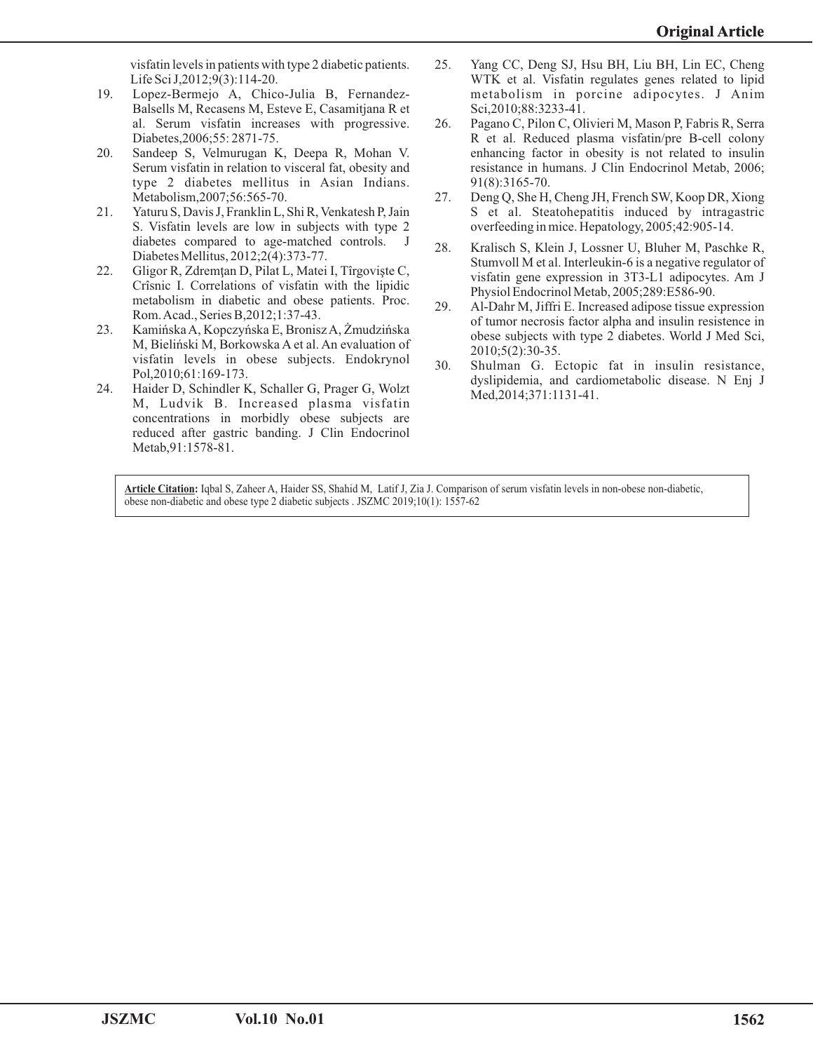visfatin levels in patients with type 2 diabetic patients. Life Sci J,2012;9(3):114-20.

19. Lopez-Bermejo A, Chico-Julia B, Fernandez-Balsells M, Recasens M, Esteve E, Casamitjana R et al. Serum visfatin increases with progressive. Diabetes,2006;55: 2871-75.
20. Sandeep S, Velmurugan K, Deepa R, Mohan V. Serum visfatin in relation to visceral fat, obesity and type 2 diabetes mellitus in Asian Indians. Metabolism,2007;56:565-70.
21. Yaturu S, Davis J, Franklin L, Shi R, Venkatesh P, Jain S. Visfatin levels are low in subjects with type 2 diabetes compared to age-matched controls. J Diabetes Mellitus, 2012;2(4):373-77.
22. Gligor R, Zdremţan D, Pilat L, Matei I, Tîrgovişte C, Crîsnic I. Correlations of visfatin with the lipidic metabolism in diabetic and obese patients. Proc. Rom. Acad., Series B,2012;1:37-43.
23. Kamińska A, Kopczyńska E, Bronisz A, Żmudzińska M, Bieliński M, Borkowska A et al. An evaluation of visfatin levels in obese subjects. Endokrynol Pol,2010;61:169-173.
24. Haider D, Schindler K, Schaller G, Prager G, Wolzt M, Ludvik B. Increased plasma visfatin concentrations in morbidly obese subjects are reduced after gastric banding. J Clin Endocrinol Metab,91:1578-81.
25. Yang CC, Deng SJ, Hsu BH, Liu BH, Lin EC, Cheng WTK et al. Visfatin regulates genes related to lipid metabolism in porcine adipocytes. J Anim Sci,2010;88:3233-41.
26. Pagano C, Pilon C, Olivieri M, Mason P, Fabris R, Serra R et al. Reduced plasma visfatin/pre B-cell colony enhancing factor in obesity is not related to insulin resistance in humans. J Clin Endocrinol Metab, 2006; 91(8):3165-70.
27. Deng Q, She H, Cheng JH, French SW, Koop DR, Xiong S et al. Steatohepatitis induced by intragastric overfeeding in mice. Hepatology, 2005;42:905-14.
28. Kralisch S, Klein J, Lossner U, Bluher M, Paschke R, Stumvoll M et al. Interleukin-6 is a negative regulator of visfatin gene expression in 3T3-L1 adipocytes. Am J Physiol Endocrinol Metab, 2005;289:E586-90.
29. Al-Dahr M, Jiffri E. Increased adipose tissue expression of tumor necrosis factor alpha and insulin resistence in obese subjects with type 2 diabetes. World J Med Sci, 2010;5(2):30-35.
30. Shulman G. Ectopic fat in insulin resistance, dyslipidemia, and cardiometabolic disease. N Enj J Med,2014;371:1131-41.

**Article Citation:** Iqbal S, Zaheer A, Haider SS, Shahid M, Latif J, Zia J. Comparison of serum visfatin levels in non-obese non-diabetic, obese non-diabetic and obese type 2 diabetic subjects . JSZMC 2019;10(1): 1557-62